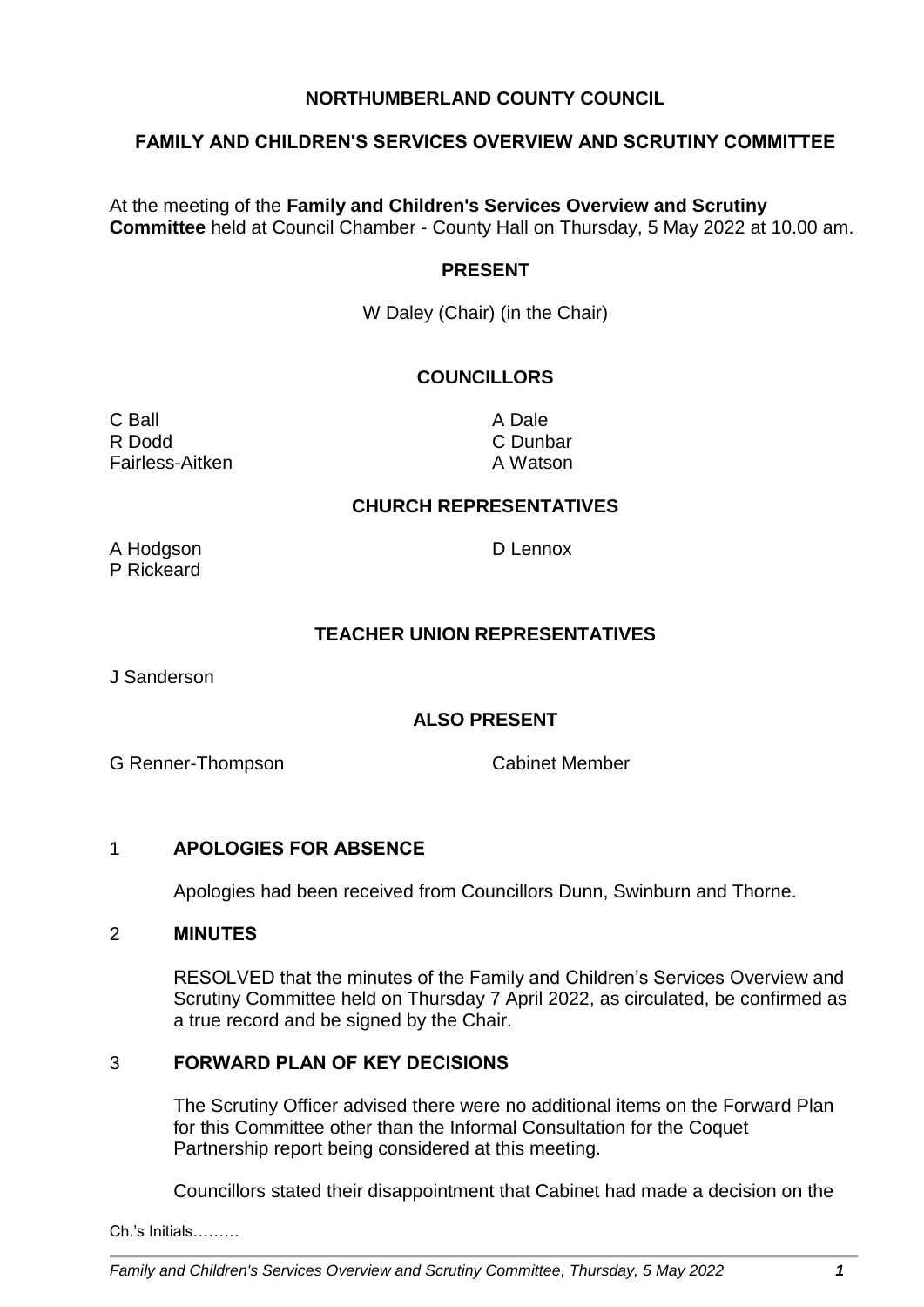# NORTHUMBERLAND COUNTY COUNCIL

## FAMILY AND CHILDREN'S SERVICES OVERVIEW AND SCRUTINY COMMITTEE

At the meeting of the **Family and Children's Services Overview and Scrutiny Committee** held at Council Chamber - County Hall on Thursday, 5 May 2022 at 10.00 am.

### PRESENT

W Daley (Chair) (in the Chair)

### COUNCILLORS

C Ball
A Dale
R Dodd
C Dunbar
Fairless-Aitken
A Watson

### CHURCH REPRESENTATIVES

A Hodgson
D Lennox
P Rickeard

### TEACHER UNION REPRESENTATIVES

J Sanderson

### ALSO PRESENT

G Renner-Thompson — Cabinet Member

1 **APOLOGIES FOR ABSENCE**

Apologies had been received from Councillors Dunn, Swinburn and Thorne.

2 **MINUTES**

RESOLVED that the minutes of the Family and Children's Services Overview and Scrutiny Committee held on Thursday 7 April 2022, as circulated, be confirmed as a true record and be signed by the Chair.

3 **FORWARD PLAN OF KEY DECISIONS**

The Scrutiny Officer advised there were no additional items on the Forward Plan for this Committee other than the Informal Consultation for the Coquet Partnership report being considered at this meeting.

Councillors stated their disappointment that Cabinet had made a decision on the

Ch.'s Initials………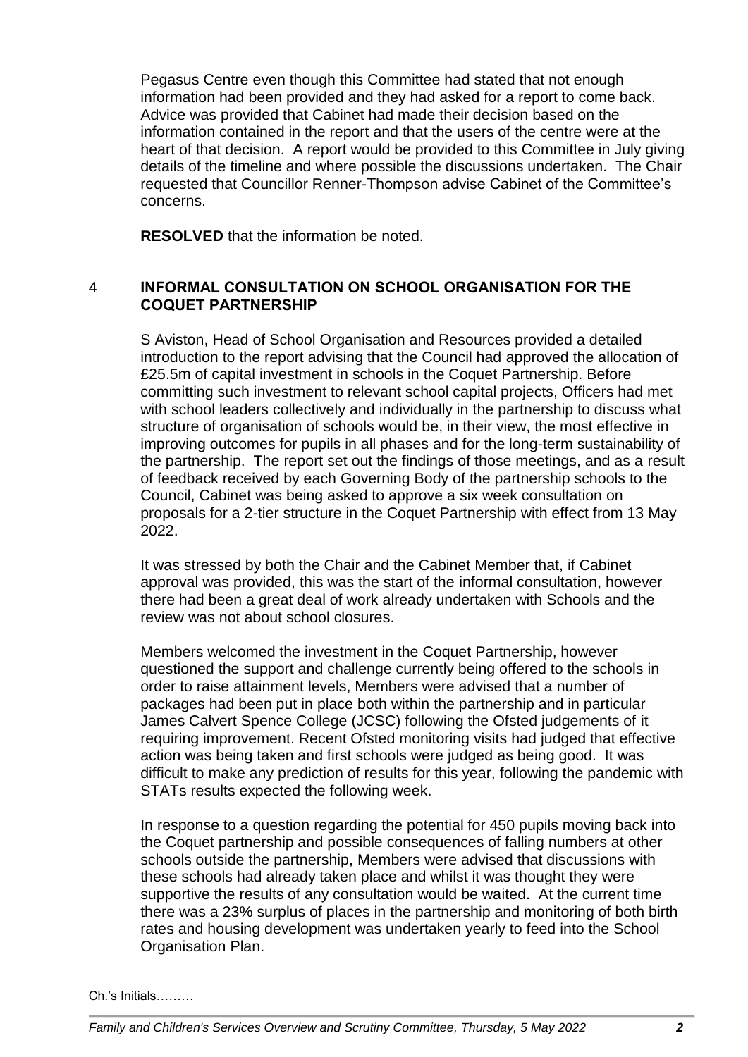Pegasus Centre even though this Committee had stated that not enough information had been provided and they had asked for a report to come back. Advice was provided that Cabinet had made their decision based on the information contained in the report and that the users of the centre were at the heart of that decision. A report would be provided to this Committee in July giving details of the timeline and where possible the discussions undertaken. The Chair requested that Councillor Renner-Thompson advise Cabinet of the Committee's concerns.

**RESOLVED** that the information be noted.

## 4 INFORMAL CONSULTATION ON SCHOOL ORGANISATION FOR THE COQUET PARTNERSHIP

S Aviston, Head of School Organisation and Resources provided a detailed introduction to the report advising that the Council had approved the allocation of £25.5m of capital investment in schools in the Coquet Partnership. Before committing such investment to relevant school capital projects, Officers had met with school leaders collectively and individually in the partnership to discuss what structure of organisation of schools would be, in their view, the most effective in improving outcomes for pupils in all phases and for the long-term sustainability of the partnership. The report set out the findings of those meetings, and as a result of feedback received by each Governing Body of the partnership schools to the Council, Cabinet was being asked to approve a six week consultation on proposals for a 2-tier structure in the Coquet Partnership with effect from 13 May 2022.

It was stressed by both the Chair and the Cabinet Member that, if Cabinet approval was provided, this was the start of the informal consultation, however there had been a great deal of work already undertaken with Schools and the review was not about school closures.

Members welcomed the investment in the Coquet Partnership, however questioned the support and challenge currently being offered to the schools in order to raise attainment levels, Members were advised that a number of packages had been put in place both within the partnership and in particular James Calvert Spence College (JCSC) following the Ofsted judgements of it requiring improvement. Recent Ofsted monitoring visits had judged that effective action was being taken and first schools were judged as being good. It was difficult to make any prediction of results for this year, following the pandemic with STATs results expected the following week.

In response to a question regarding the potential for 450 pupils moving back into the Coquet partnership and possible consequences of falling numbers at other schools outside the partnership, Members were advised that discussions with these schools had already taken place and whilst it was thought they were supportive the results of any consultation would be waited. At the current time there was a 23% surplus of places in the partnership and monitoring of both birth rates and housing development was undertaken yearly to feed into the School Organisation Plan.

Ch.'s Initials………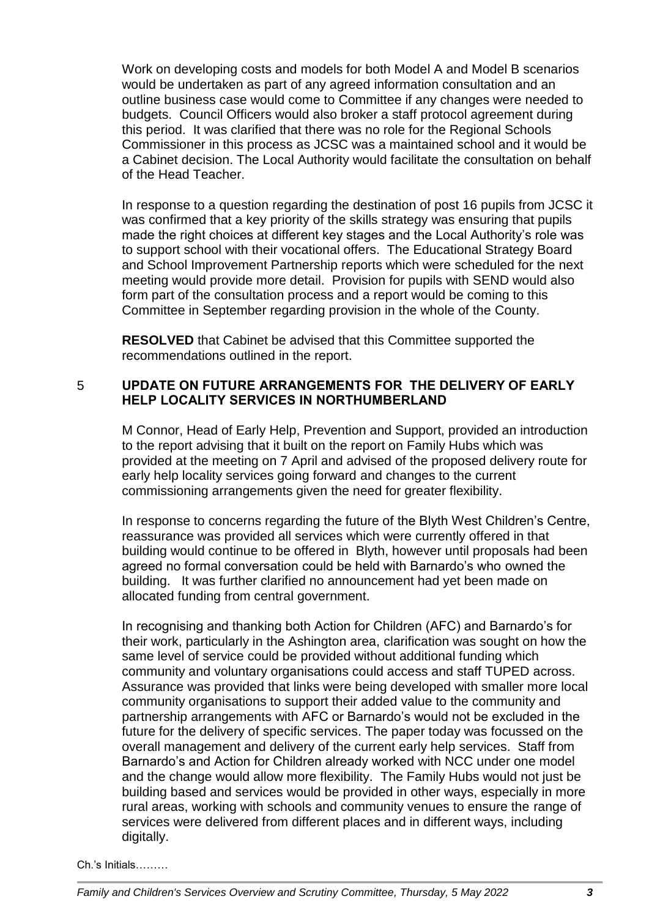Work on developing costs and models for both Model A and Model B scenarios would be undertaken as part of any agreed information consultation and an outline business case would come to Committee if any changes were needed to budgets. Council Officers would also broker a staff protocol agreement during this period. It was clarified that there was no role for the Regional Schools Commissioner in this process as JCSC was a maintained school and it would be a Cabinet decision. The Local Authority would facilitate the consultation on behalf of the Head Teacher.

In response to a question regarding the destination of post 16 pupils from JCSC it was confirmed that a key priority of the skills strategy was ensuring that pupils made the right choices at different key stages and the Local Authority's role was to support school with their vocational offers. The Educational Strategy Board and School Improvement Partnership reports which were scheduled for the next meeting would provide more detail. Provision for pupils with SEND would also form part of the consultation process and a report would be coming to this Committee in September regarding provision in the whole of the County.

**RESOLVED** that Cabinet be advised that this Committee supported the recommendations outlined in the report.

## 5 UPDATE ON FUTURE ARRANGEMENTS FOR THE DELIVERY OF EARLY HELP LOCALITY SERVICES IN NORTHUMBERLAND

M Connor, Head of Early Help, Prevention and Support, provided an introduction to the report advising that it built on the report on Family Hubs which was provided at the meeting on 7 April and advised of the proposed delivery route for early help locality services going forward and changes to the current commissioning arrangements given the need for greater flexibility.

In response to concerns regarding the future of the Blyth West Children's Centre, reassurance was provided all services which were currently offered in that building would continue to be offered in Blyth, however until proposals had been agreed no formal conversation could be held with Barnardo's who owned the building. It was further clarified no announcement had yet been made on allocated funding from central government.

In recognising and thanking both Action for Children (AFC) and Barnardo's for their work, particularly in the Ashington area, clarification was sought on how the same level of service could be provided without additional funding which community and voluntary organisations could access and staff TUPED across. Assurance was provided that links were being developed with smaller more local community organisations to support their added value to the community and partnership arrangements with AFC or Barnardo's would not be excluded in the future for the delivery of specific services. The paper today was focussed on the overall management and delivery of the current early help services. Staff from Barnardo's and Action for Children already worked with NCC under one model and the change would allow more flexibility. The Family Hubs would not just be building based and services would be provided in other ways, especially in more rural areas, working with schools and community venues to ensure the range of services were delivered from different places and in different ways, including digitally.

Ch.'s Initials………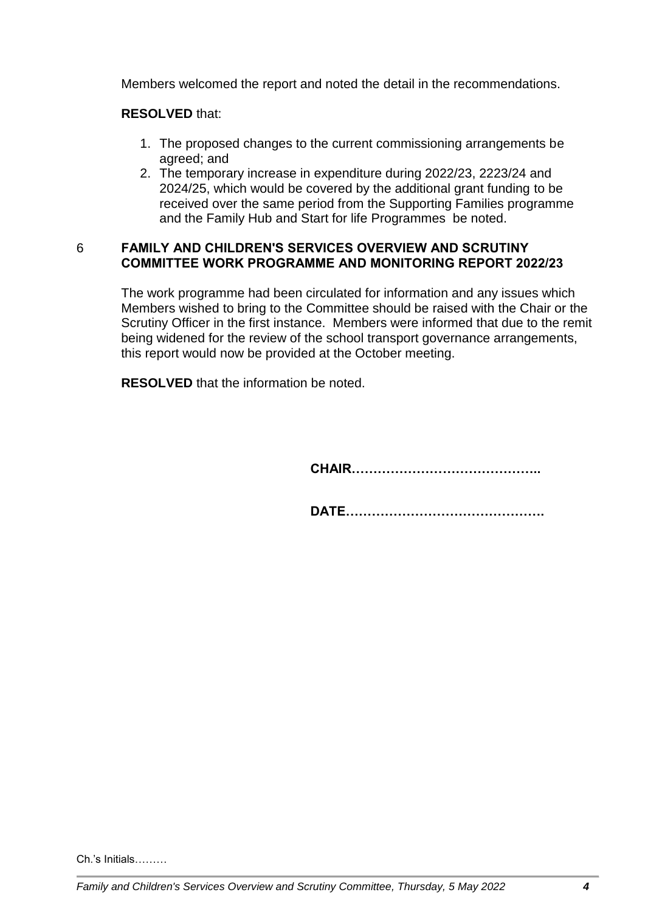Members welcomed the report and noted the detail in the recommendations.

**RESOLVED** that:

1. The proposed changes to the current commissioning arrangements be agreed; and
2. The temporary increase in expenditure during 2022/23, 2223/24 and 2024/25, which would be covered by the additional grant funding to be received over the same period from the Supporting Families programme and the Family Hub and Start for life Programmes be noted.

## 6 FAMILY AND CHILDREN'S SERVICES OVERVIEW AND SCRUTINY COMMITTEE WORK PROGRAMME AND MONITORING REPORT 2022/23

The work programme had been circulated for information and any issues which Members wished to bring to the Committee should be raised with the Chair or the Scrutiny Officer in the first instance. Members were informed that due to the remit being widened for the review of the school transport governance arrangements, this report would now be provided at the October meeting.

**RESOLVED** that the information be noted.

**CHAIR……………………………………..**

**DATE……………………………………….**

Ch.'s Initials………